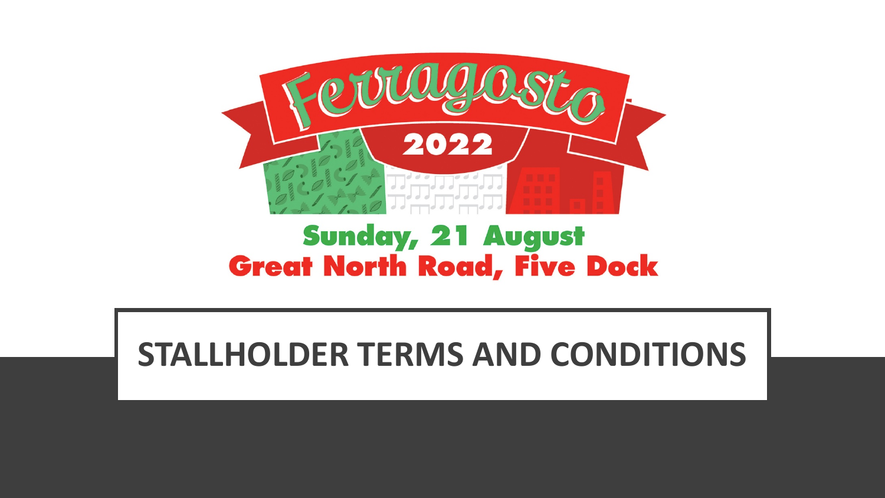# Ferragosto 2022

**Sunday, 21 August**

**Great North Road, Five Dock**

## STALLHOLDER TERMS AND CONDITIONS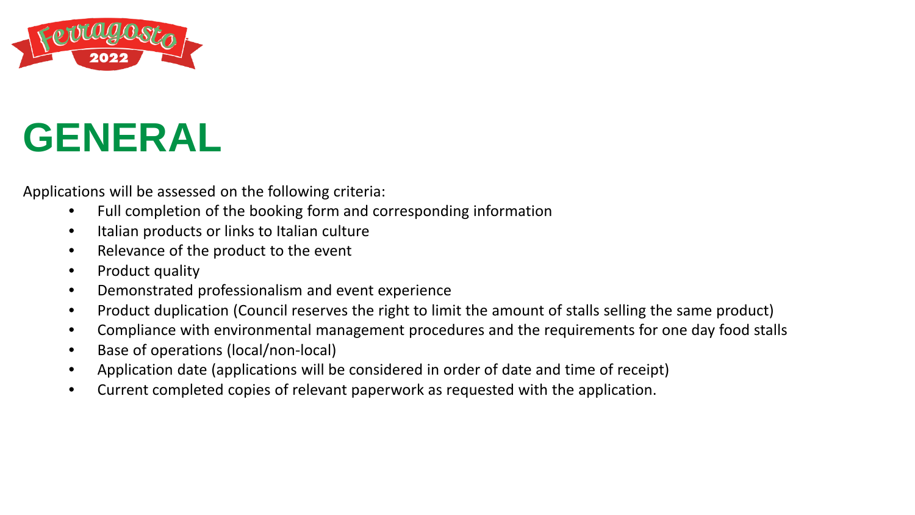# GENERAL

Applications will be assessed on the following criteria:

- Full completion of the booking form and corresponding information
- Italian products or links to Italian culture
- Relevance of the product to the event
- Product quality
- Demonstrated professionalism and event experience
- Product duplication (Council reserves the right to limit the amount of stalls selling the same product)
- Compliance with environmental management procedures and the requirements for one day food stalls
- Base of operations (local/non-local)
- Application date (applications will be considered in order of date and time of receipt)
- Current completed copies of relevant paperwork as requested with the application.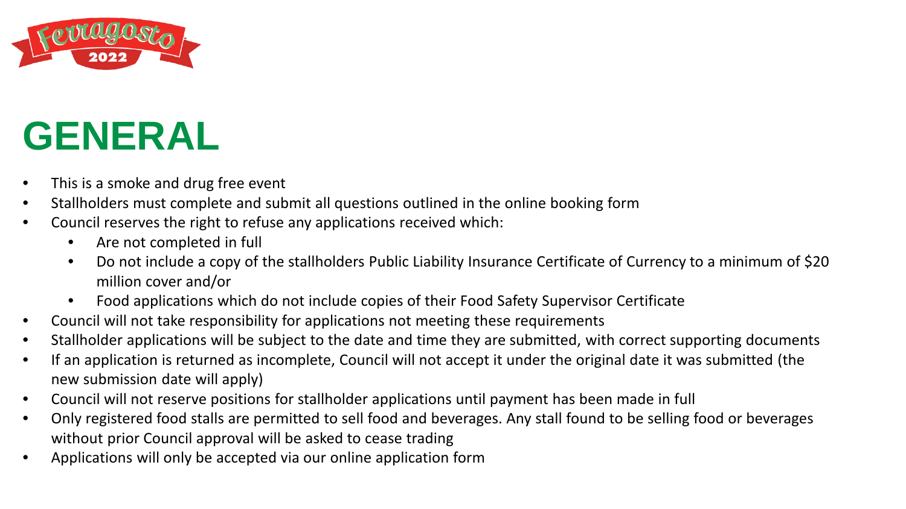# GENERAL

- This is a smoke and drug free event
- Stallholders must complete and submit all questions outlined in the online booking form
- Council reserves the right to refuse any applications received which:
  - Are not completed in full
  - Do not include a copy of the stallholders Public Liability Insurance Certificate of Currency to a minimum of $20 million cover and/or
  - Food applications which do not include copies of their Food Safety Supervisor Certificate
- Council will not take responsibility for applications not meeting these requirements
- Stallholder applications will be subject to the date and time they are submitted, with correct supporting documents
- If an application is returned as incomplete, Council will not accept it under the original date it was submitted (the new submission date will apply)
- Council will not reserve positions for stallholder applications until payment has been made in full
- Only registered food stalls are permitted to sell food and beverages. Any stall found to be selling food or beverages without prior Council approval will be asked to cease trading
- Applications will only be accepted via our online application form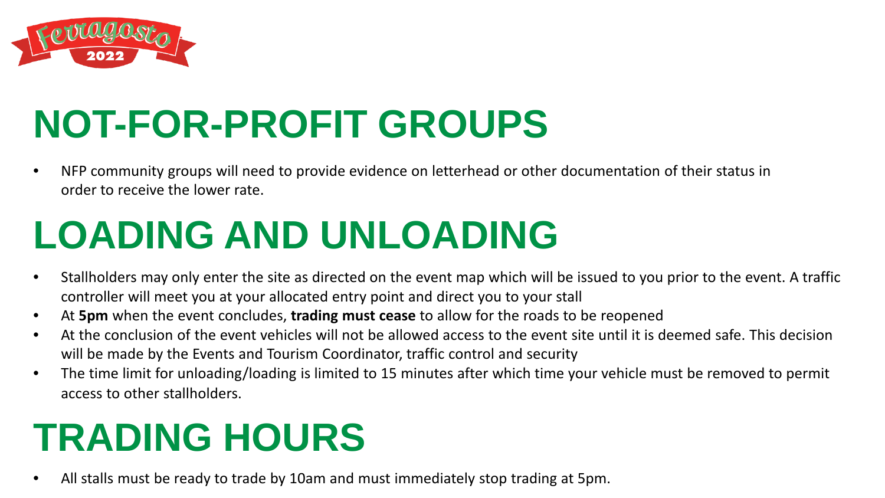# NOT-FOR-PROFIT GROUPS

- NFP community groups will need to provide evidence on letterhead or other documentation of their status in order to receive the lower rate.

# LOADING AND UNLOADING

- Stallholders may only enter the site as directed on the event map which will be issued to you prior to the event. A traffic controller will meet you at your allocated entry point and direct you to your stall
- At **5pm** when the event concludes, **trading must cease** to allow for the roads to be reopened
- At the conclusion of the event vehicles will not be allowed access to the event site until it is deemed safe. This decision will be made by the Events and Tourism Coordinator, traffic control and security
- The time limit for unloading/loading is limited to 15 minutes after which time your vehicle must be removed to permit access to other stallholders.

# TRADING HOURS

- All stalls must be ready to trade by 10am and must immediately stop trading at 5pm.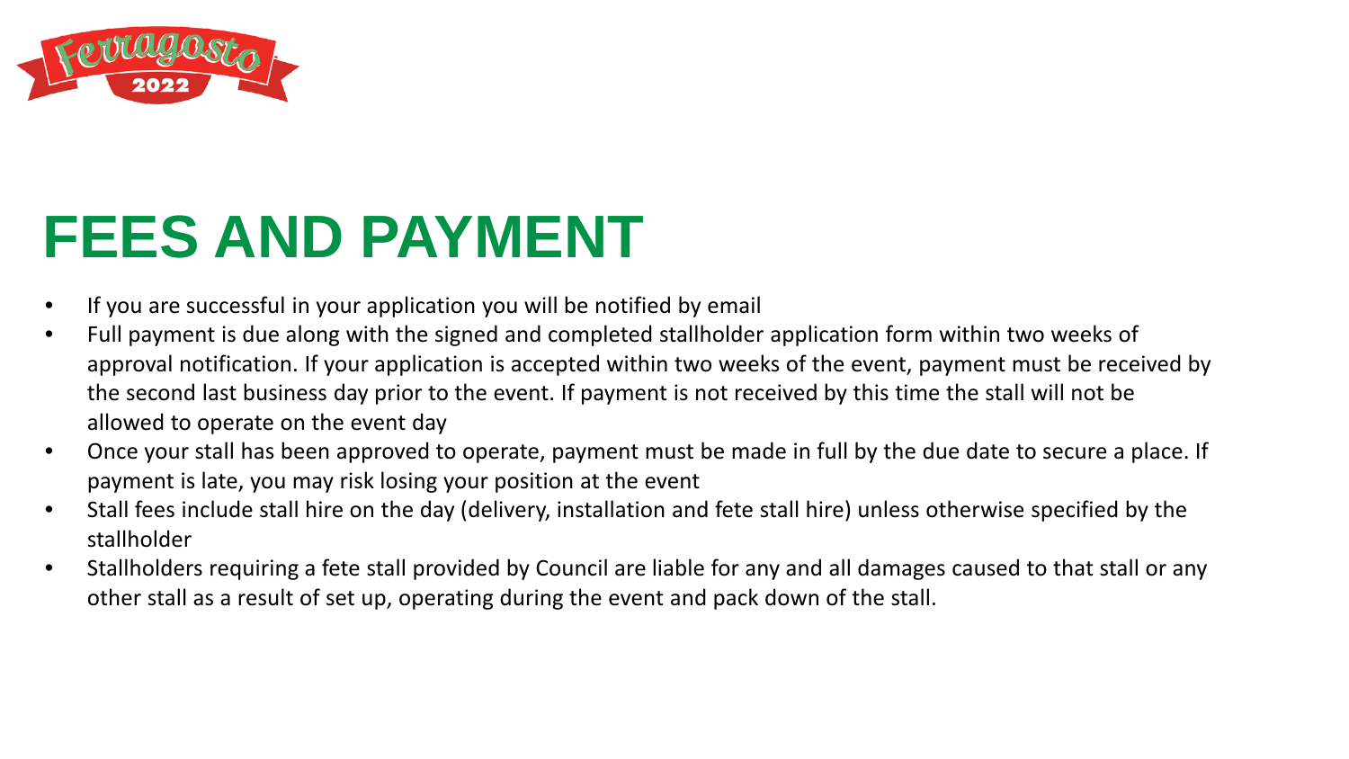# FEES AND PAYMENT

- If you are successful in your application you will be notified by email
- Full payment is due along with the signed and completed stallholder application form within two weeks of approval notification. If your application is accepted within two weeks of the event, payment must be received by the second last business day prior to the event. If payment is not received by this time the stall will not be allowed to operate on the event day
- Once your stall has been approved to operate, payment must be made in full by the due date to secure a place. If payment is late, you may risk losing your position at the event
- Stall fees include stall hire on the day (delivery, installation and fete stall hire) unless otherwise specified by the stallholder
- Stallholders requiring a fete stall provided by Council are liable for any and all damages caused to that stall or any other stall as a result of set up, operating during the event and pack down of the stall.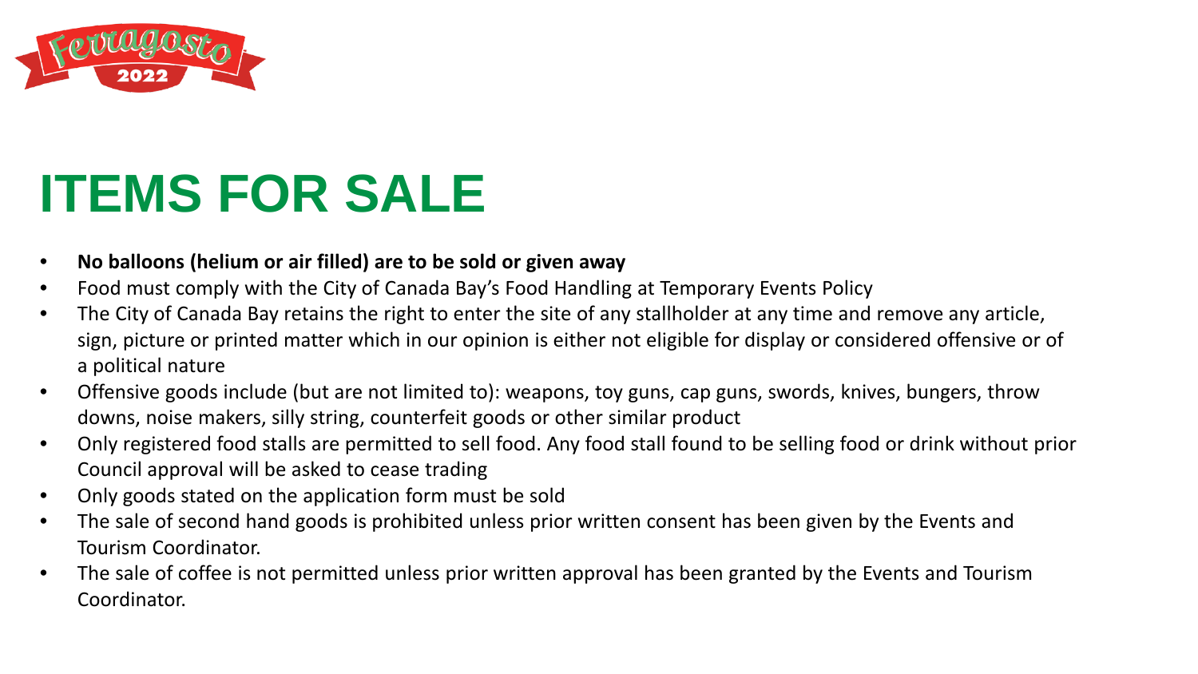# ITEMS FOR SALE

- **No balloons (helium or air filled) are to be sold or given away**
- Food must comply with the City of Canada Bay's Food Handling at Temporary Events Policy
- The City of Canada Bay retains the right to enter the site of any stallholder at any time and remove any article, sign, picture or printed matter which in our opinion is either not eligible for display or considered offensive or of a political nature
- Offensive goods include (but are not limited to): weapons, toy guns, cap guns, swords, knives, bungers, throw downs, noise makers, silly string, counterfeit goods or other similar product
- Only registered food stalls are permitted to sell food. Any food stall found to be selling food or drink without prior Council approval will be asked to cease trading
- Only goods stated on the application form must be sold
- The sale of second hand goods is prohibited unless prior written consent has been given by the Events and Tourism Coordinator.
- The sale of coffee is not permitted unless prior written approval has been granted by the Events and Tourism Coordinator.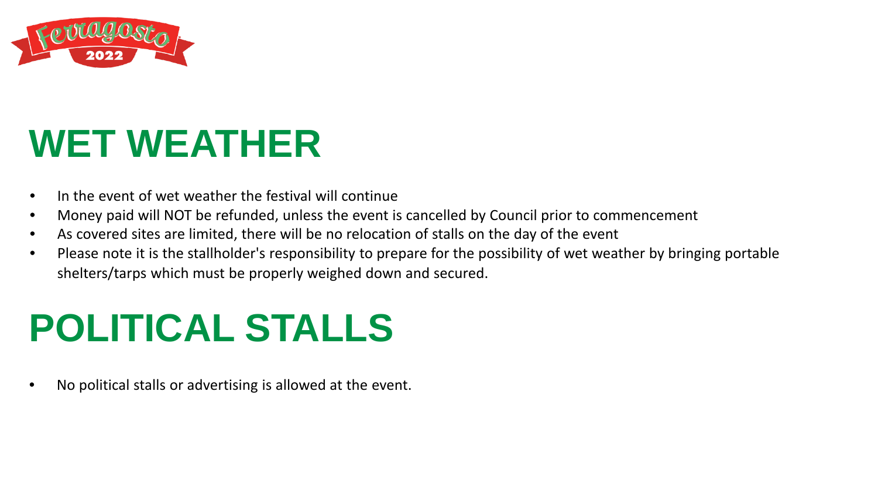# WET WEATHER

- In the event of wet weather the festival will continue
- Money paid will NOT be refunded, unless the event is cancelled by Council prior to commencement
- As covered sites are limited, there will be no relocation of stalls on the day of the event
- Please note it is the stallholder's responsibility to prepare for the possibility of wet weather by bringing portable shelters/tarps which must be properly weighed down and secured.

# POLITICAL STALLS

- No political stalls or advertising is allowed at the event.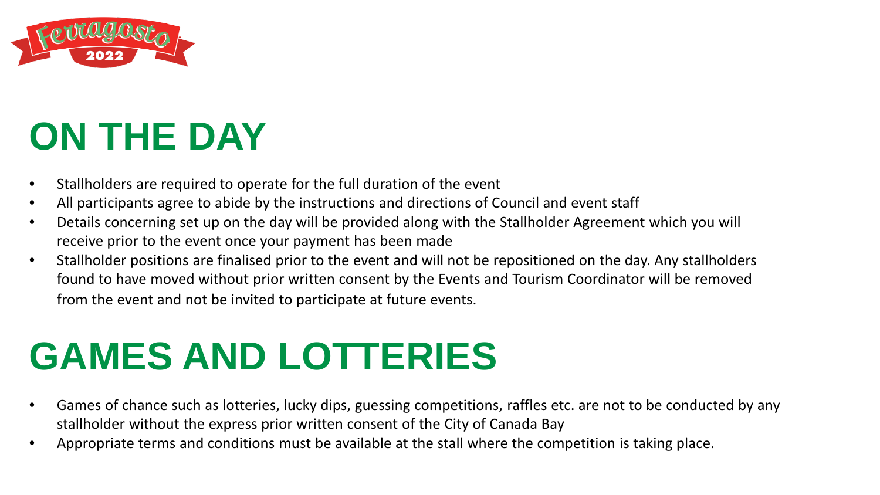# ON THE DAY

- Stallholders are required to operate for the full duration of the event
- All participants agree to abide by the instructions and directions of Council and event staff
- Details concerning set up on the day will be provided along with the Stallholder Agreement which you will receive prior to the event once your payment has been made
- Stallholder positions are finalised prior to the event and will not be repositioned on the day. Any stallholders found to have moved without prior written consent by the Events and Tourism Coordinator will be removed from the event and not be invited to participate at future events.

# GAMES AND LOTTERIES

- Games of chance such as lotteries, lucky dips, guessing competitions, raffles etc. are not to be conducted by any stallholder without the express prior written consent of the City of Canada Bay
- Appropriate terms and conditions must be available at the stall where the competition is taking place.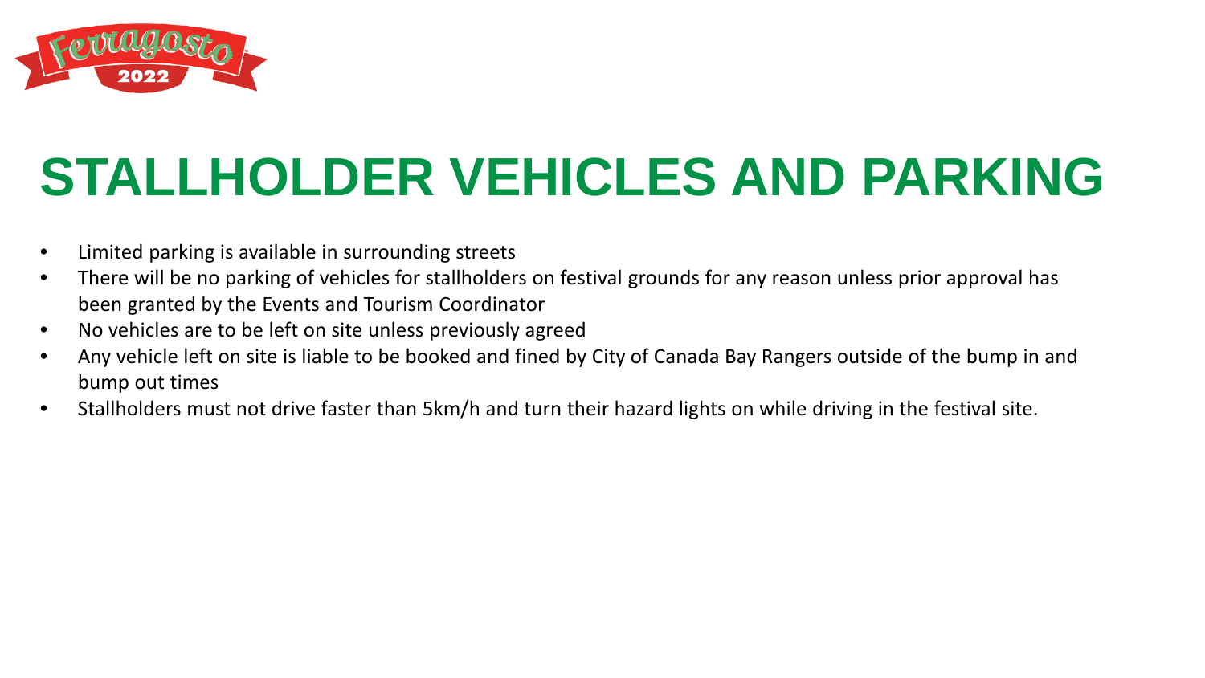# STALLHOLDER VEHICLES AND PARKING

- Limited parking is available in surrounding streets
- There will be no parking of vehicles for stallholders on festival grounds for any reason unless prior approval has been granted by the Events and Tourism Coordinator
- No vehicles are to be left on site unless previously agreed
- Any vehicle left on site is liable to be booked and fined by City of Canada Bay Rangers outside of the bump in and bump out times
- Stallholders must not drive faster than 5km/h and turn their hazard lights on while driving in the festival site.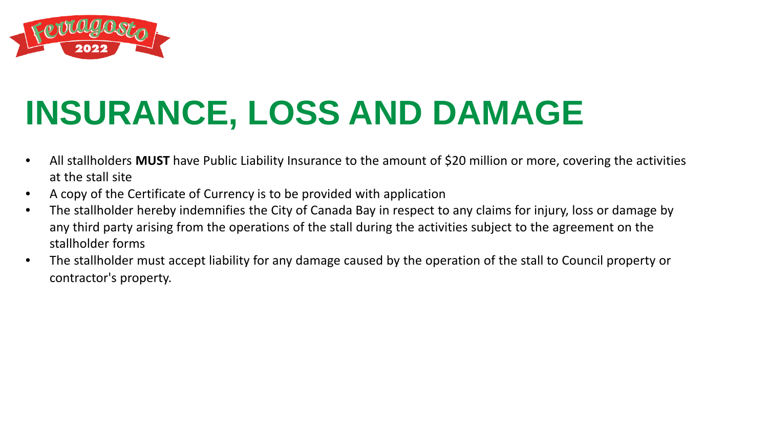# INSURANCE, LOSS AND DAMAGE

- All stallholders **MUST** have Public Liability Insurance to the amount of $20 million or more, covering the activities at the stall site
- A copy of the Certificate of Currency is to be provided with application
- The stallholder hereby indemnifies the City of Canada Bay in respect to any claims for injury, loss or damage by any third party arising from the operations of the stall during the activities subject to the agreement on the stallholder forms
- The stallholder must accept liability for any damage caused by the operation of the stall to Council property or contractor's property.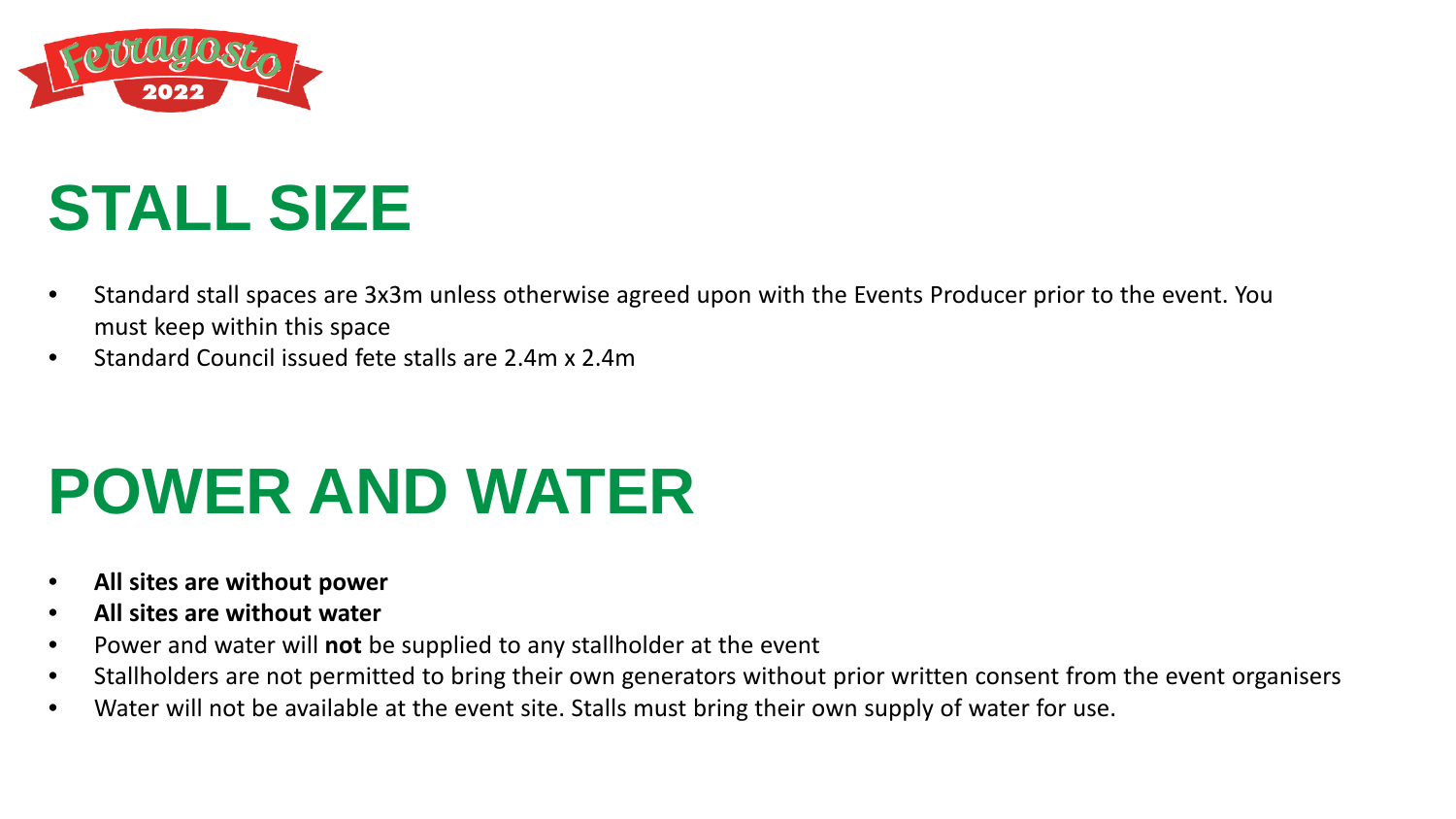# STALL SIZE

- Standard stall spaces are 3x3m unless otherwise agreed upon with the Events Producer prior to the event. You must keep within this space
- Standard Council issued fete stalls are 2.4m x 2.4m

# POWER AND WATER

- **All sites are without power**
- **All sites are without water**
- Power and water will **not** be supplied to any stallholder at the event
- Stallholders are not permitted to bring their own generators without prior written consent from the event organisers
- Water will not be available at the event site. Stalls must bring their own supply of water for use.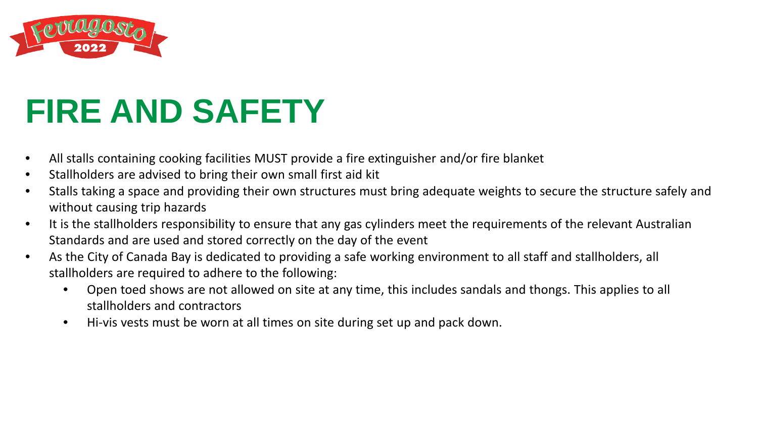# FIRE AND SAFETY

- All stalls containing cooking facilities MUST provide a fire extinguisher and/or fire blanket
- Stallholders are advised to bring their own small first aid kit
- Stalls taking a space and providing their own structures must bring adequate weights to secure the structure safely and without causing trip hazards
- It is the stallholders responsibility to ensure that any gas cylinders meet the requirements of the relevant Australian Standards and are used and stored correctly on the day of the event
- As the City of Canada Bay is dedicated to providing a safe working environment to all staff and stallholders, all stallholders are required to adhere to the following:
  - Open toed shows are not allowed on site at any time, this includes sandals and thongs. This applies to all stallholders and contractors
  - Hi-vis vests must be worn at all times on site during set up and pack down.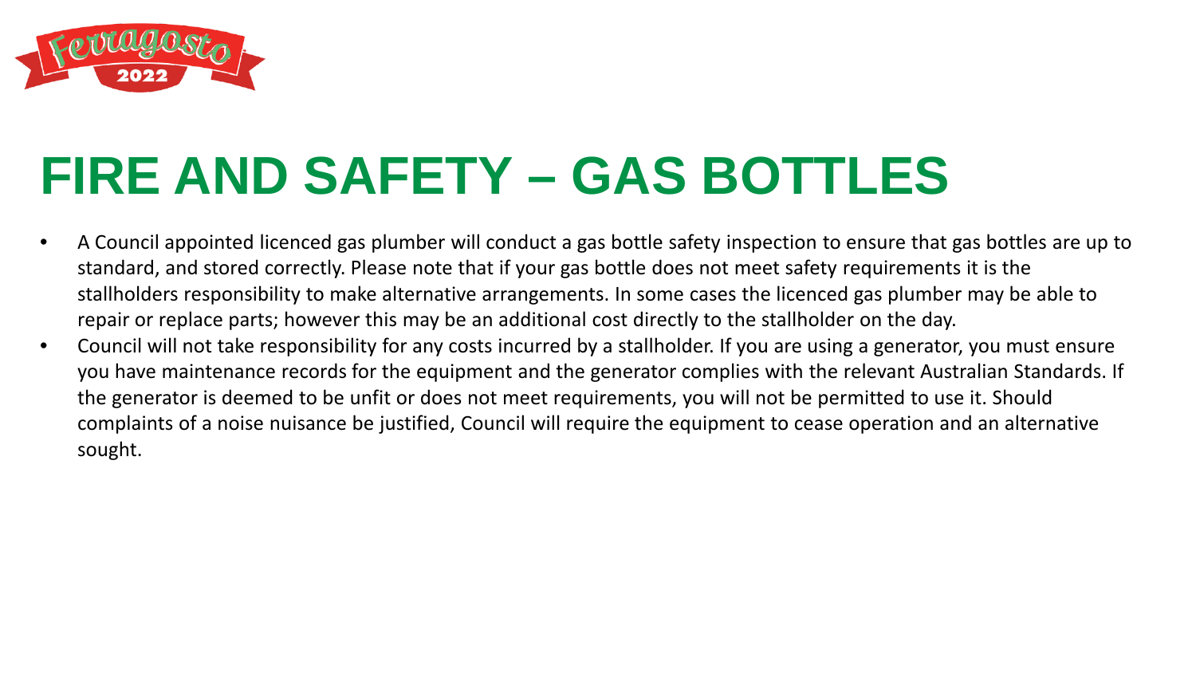# FIRE AND SAFETY – GAS BOTTLES

- A Council appointed licenced gas plumber will conduct a gas bottle safety inspection to ensure that gas bottles are up to standard, and stored correctly. Please note that if your gas bottle does not meet safety requirements it is the stallholders responsibility to make alternative arrangements. In some cases the licenced gas plumber may be able to repair or replace parts; however this may be an additional cost directly to the stallholder on the day.
- Council will not take responsibility for any costs incurred by a stallholder. If you are using a generator, you must ensure you have maintenance records for the equipment and the generator complies with the relevant Australian Standards. If the generator is deemed to be unfit or does not meet requirements, you will not be permitted to use it. Should complaints of a noise nuisance be justified, Council will require the equipment to cease operation and an alternative sought.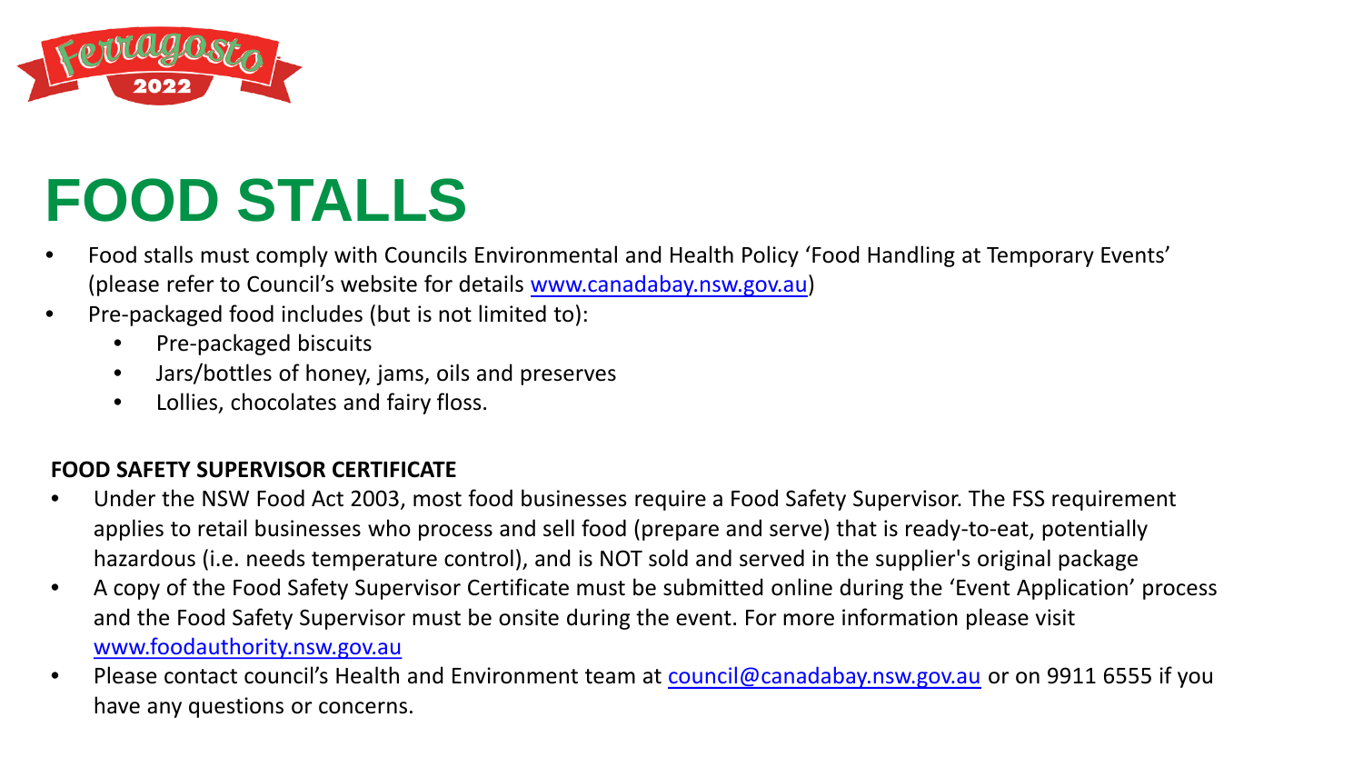# FOOD STALLS

- Food stalls must comply with Councils Environmental and Health Policy 'Food Handling at Temporary Events' (please refer to Council's website for details [www.canadabay.nsw.gov.au](http://www.canadabay.nsw.gov.au))
- Pre-packaged food includes (but is not limited to):
  - Pre-packaged biscuits
  - Jars/bottles of honey, jams, oils and preserves
  - Lollies, chocolates and fairy floss.

**FOOD SAFETY SUPERVISOR CERTIFICATE**

- Under the NSW Food Act 2003, most food businesses require a Food Safety Supervisor. The FSS requirement applies to retail businesses who process and sell food (prepare and serve) that is ready-to-eat, potentially hazardous (i.e. needs temperature control), and is NOT sold and served in the supplier's original package
- A copy of the Food Safety Supervisor Certificate must be submitted online during the 'Event Application' process and the Food Safety Supervisor must be onsite during the event. For more information please visit [www.foodauthority.nsw.gov.au](http://www.foodauthority.nsw.gov.au)
- Please contact council's Health and Environment team at [council@canadabay.nsw.gov.au](mailto:council@canadabay.nsw.gov.au) or on 9911 6555 if you have any questions or concerns.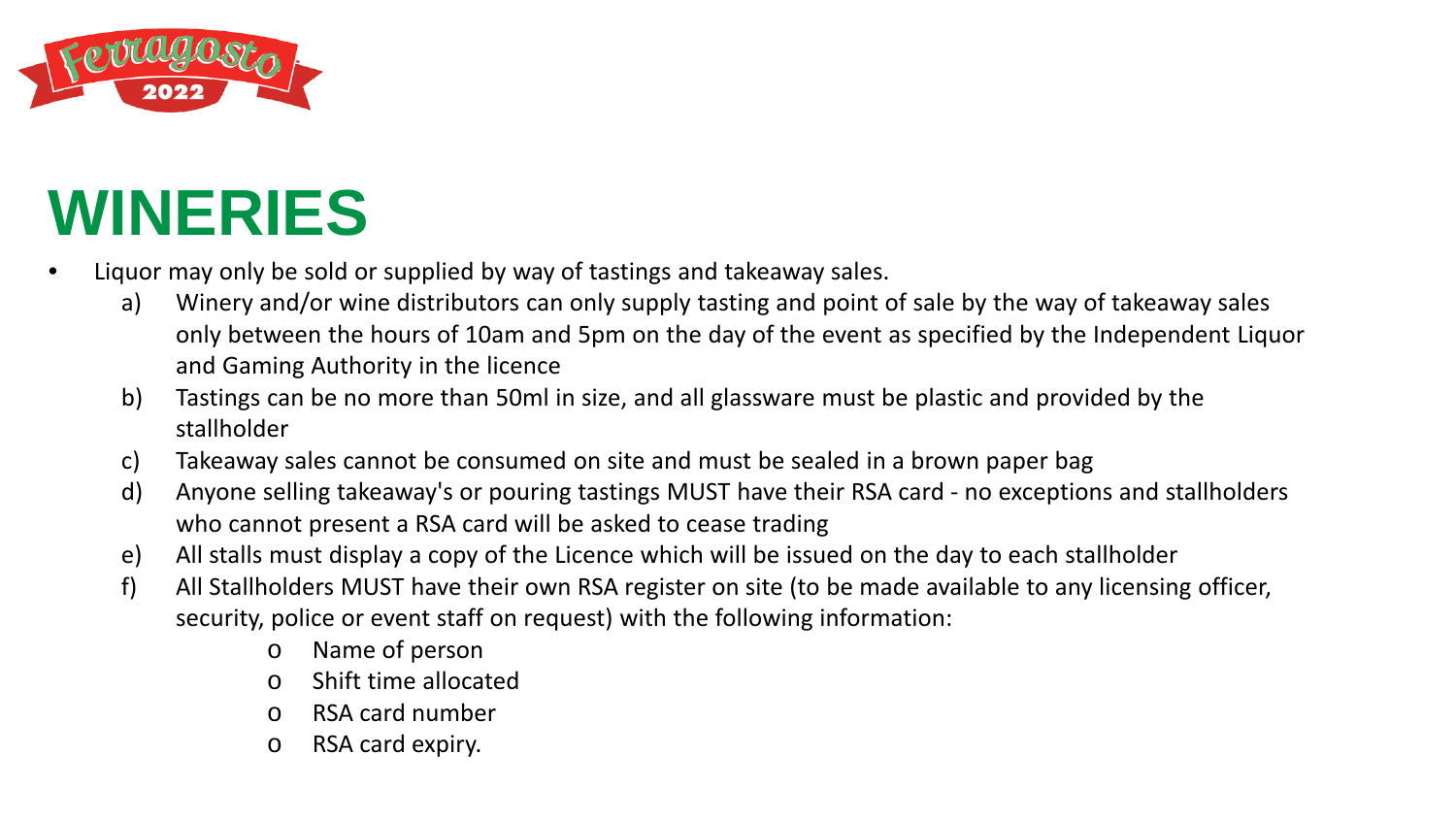# WINERIES

- Liquor may only be sold or supplied by way of tastings and takeaway sales.
  a) Winery and/or wine distributors can only supply tasting and point of sale by the way of takeaway sales only between the hours of 10am and 5pm on the day of the event as specified by the Independent Liquor and Gaming Authority in the licence
  b) Tastings can be no more than 50ml in size, and all glassware must be plastic and provided by the stallholder
  c) Takeaway sales cannot be consumed on site and must be sealed in a brown paper bag
  d) Anyone selling takeaway's or pouring tastings MUST have their RSA card - no exceptions and stallholders who cannot present a RSA card will be asked to cease trading
  e) All stalls must display a copy of the Licence which will be issued on the day to each stallholder
  f) All Stallholders MUST have their own RSA register on site (to be made available to any licensing officer, security, police or event staff on request) with the following information:
     - Name of person
     - Shift time allocated
     - RSA card number
     - RSA card expiry.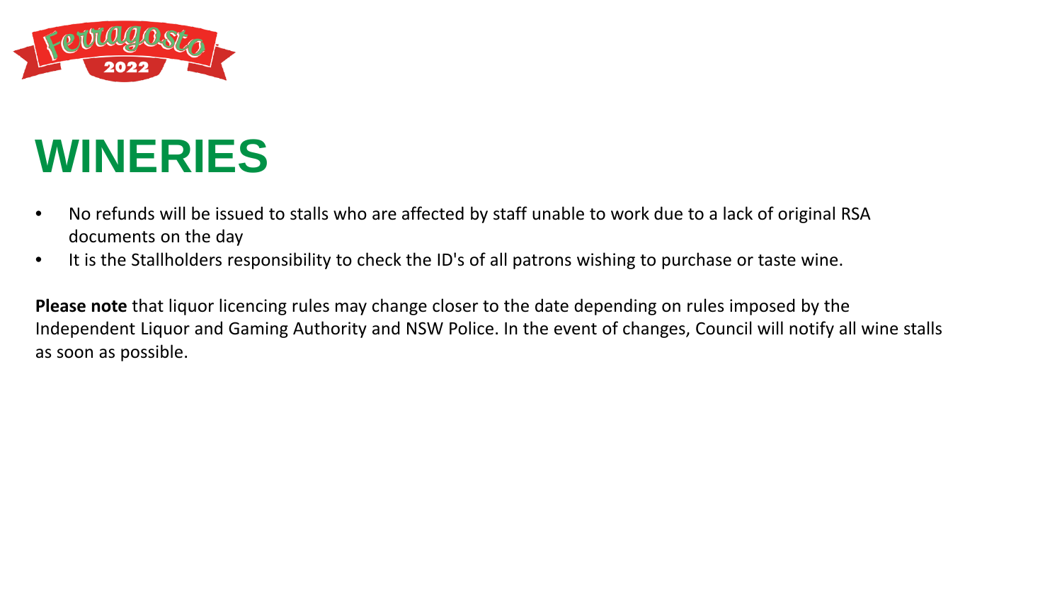# WINERIES

- No refunds will be issued to stalls who are affected by staff unable to work due to a lack of original RSA documents on the day
- It is the Stallholders responsibility to check the ID's of all patrons wishing to purchase or taste wine.

**Please note** that liquor licencing rules may change closer to the date depending on rules imposed by the Independent Liquor and Gaming Authority and NSW Police. In the event of changes, Council will notify all wine stalls as soon as possible.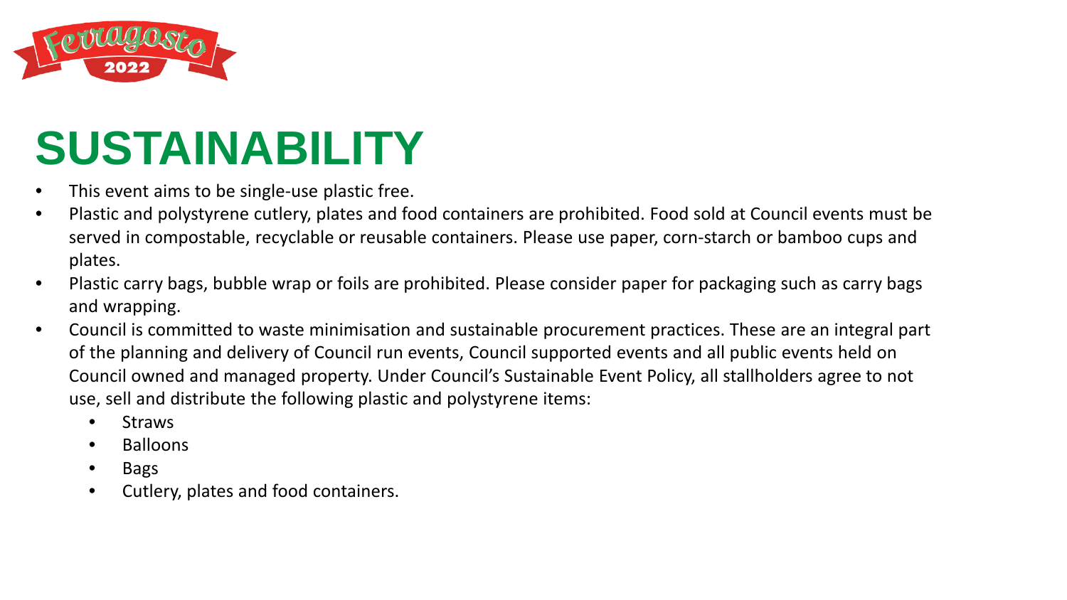# SUSTAINABILITY

- This event aims to be single-use plastic free.
- Plastic and polystyrene cutlery, plates and food containers are prohibited. Food sold at Council events must be served in compostable, recyclable or reusable containers. Please use paper, corn-starch or bamboo cups and plates.
- Plastic carry bags, bubble wrap or foils are prohibited. Please consider paper for packaging such as carry bags and wrapping.
- Council is committed to waste minimisation and sustainable procurement practices. These are an integral part of the planning and delivery of Council run events, Council supported events and all public events held on Council owned and managed property. Under Council's Sustainable Event Policy, all stallholders agree to not use, sell and distribute the following plastic and polystyrene items:
  - Straws
  - Balloons
  - Bags
  - Cutlery, plates and food containers.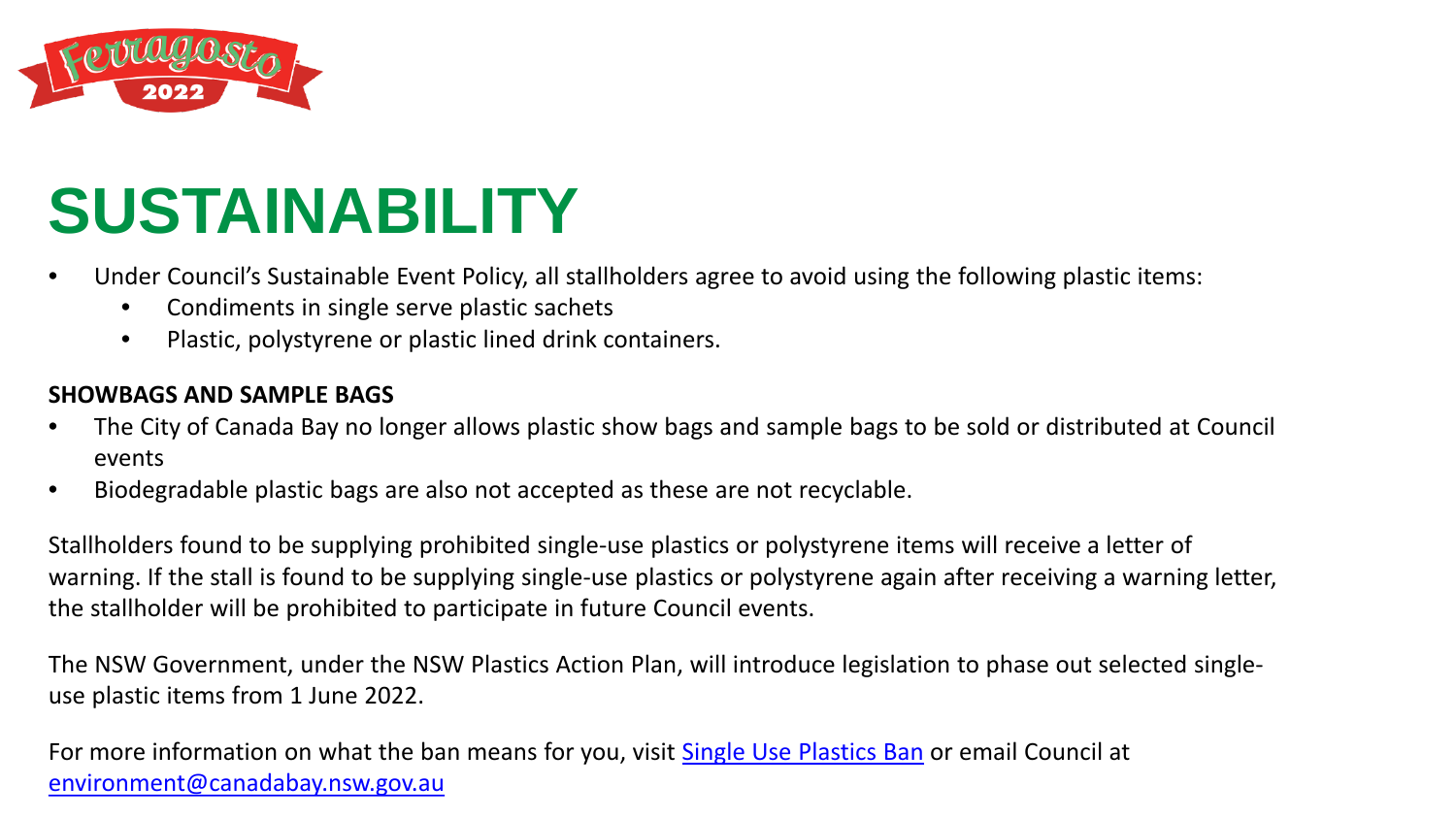# SUSTAINABILITY

- Under Council's Sustainable Event Policy, all stallholders agree to avoid using the following plastic items:
  - Condiments in single serve plastic sachets
  - Plastic, polystyrene or plastic lined drink containers.

**SHOWBAGS AND SAMPLE BAGS**

- The City of Canada Bay no longer allows plastic show bags and sample bags to be sold or distributed at Council events
- Biodegradable plastic bags are also not accepted as these are not recyclable.

Stallholders found to be supplying prohibited single-use plastics or polystyrene items will receive a letter of warning. If the stall is found to be supplying single-use plastics or polystyrene again after receiving a warning letter, the stallholder will be prohibited to participate in future Council events.

The NSW Government, under the NSW Plastics Action Plan, will introduce legislation to phase out selected single-use plastic items from 1 June 2022.

For more information on what the ban means for you, visit Single Use Plastics Ban or email Council at environment@canadabay.nsw.gov.au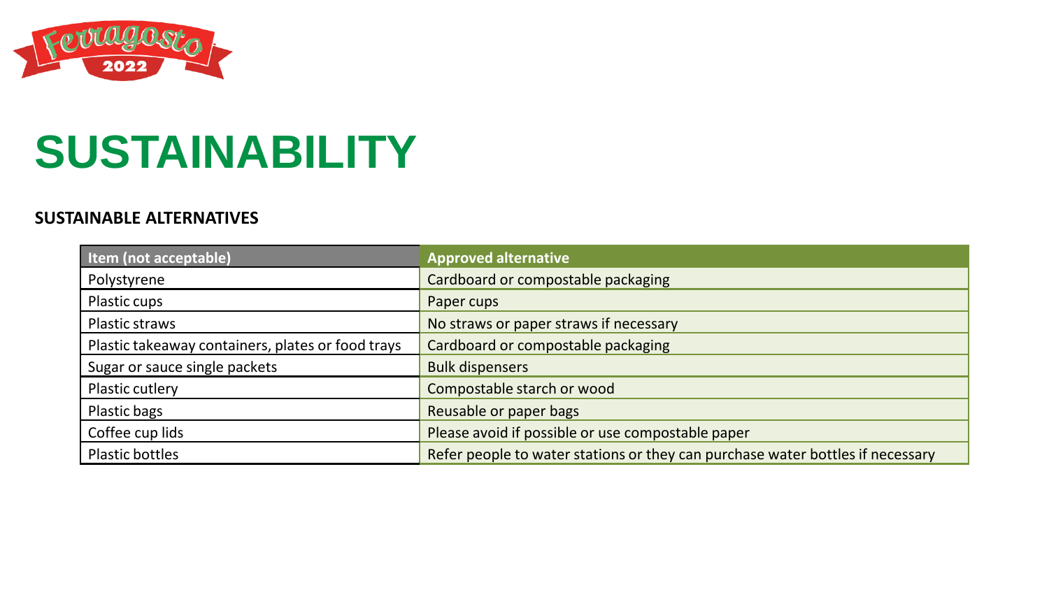# SUSTAINABILITY

**SUSTAINABLE ALTERNATIVES**

| Item (not acceptable) | Approved alternative |
| --- | --- |
| Polystyrene | Cardboard or compostable packaging |
| Plastic cups | Paper cups |
| Plastic straws | No straws or paper straws if necessary |
| Plastic takeaway containers, plates or food trays | Cardboard or compostable packaging |
| Sugar or sauce single packets | Bulk dispensers |
| Plastic cutlery | Compostable starch or wood |
| Plastic bags | Reusable or paper bags |
| Coffee cup lids | Please avoid if possible or use compostable paper |
| Plastic bottles | Refer people to water stations or they can purchase water bottles if necessary |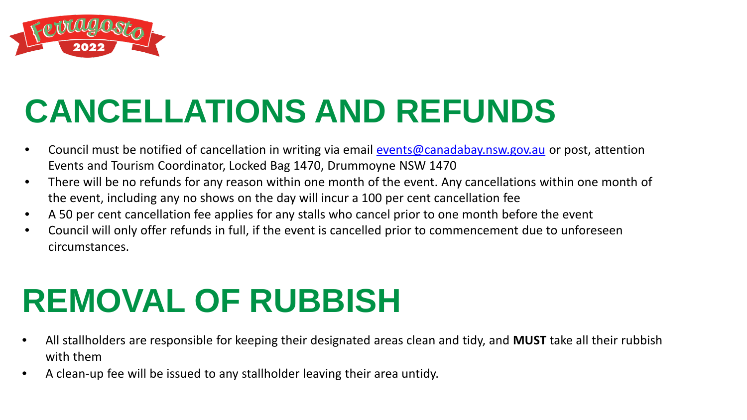# CANCELLATIONS AND REFUNDS

- Council must be notified of cancellation in writing via email events@canadabay.nsw.gov.au or post, attention Events and Tourism Coordinator, Locked Bag 1470, Drummoyne NSW 1470
- There will be no refunds for any reason within one month of the event. Any cancellations within one month of the event, including any no shows on the day will incur a 100 per cent cancellation fee
- A 50 per cent cancellation fee applies for any stalls who cancel prior to one month before the event
- Council will only offer refunds in full, if the event is cancelled prior to commencement due to unforeseen circumstances.

# REMOVAL OF RUBBISH

- All stallholders are responsible for keeping their designated areas clean and tidy, and **MUST** take all their rubbish with them
- A clean-up fee will be issued to any stallholder leaving their area untidy.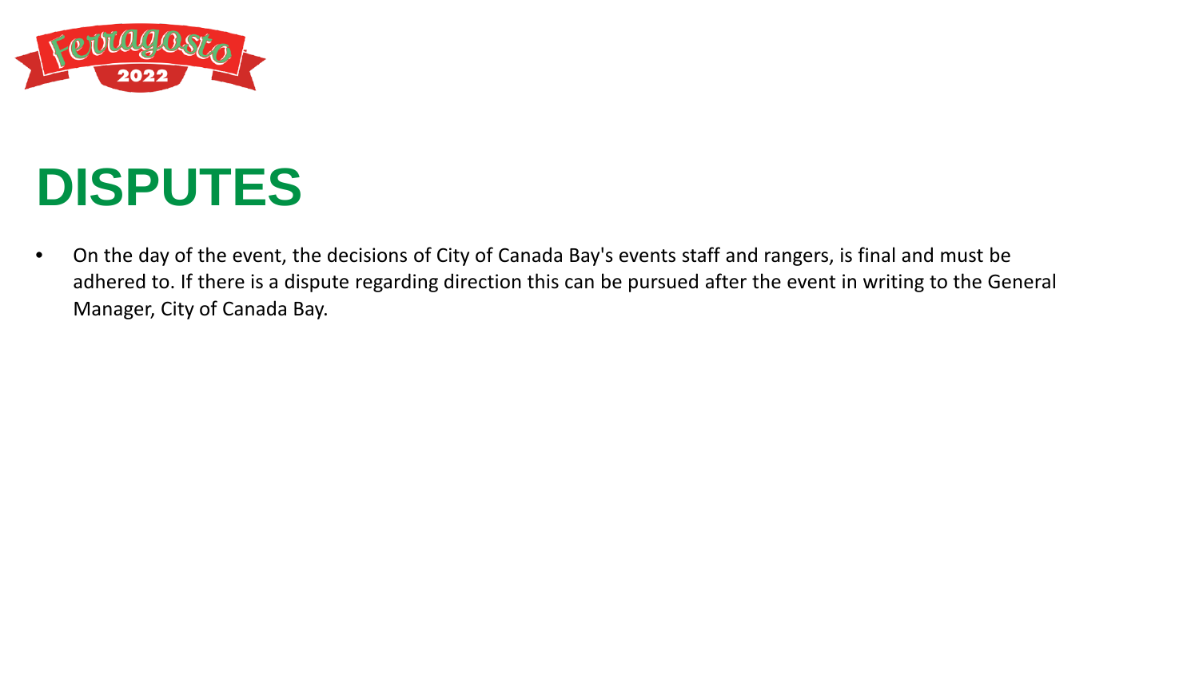# DISPUTES

- On the day of the event, the decisions of City of Canada Bay's events staff and rangers, is final and must be adhered to. If there is a dispute regarding direction this can be pursued after the event in writing to the General Manager, City of Canada Bay.